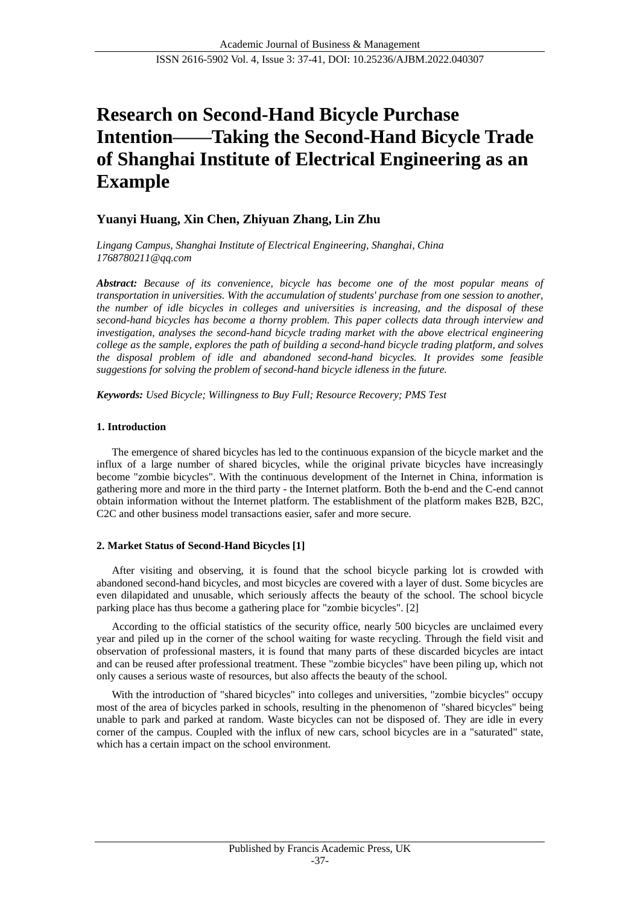# Research on Second-Hand Bicycle Purchase Intention——Taking the Second-Hand Bicycle Trade of Shanghai Institute of Electrical Engineering as an Example

**Yuanyi Huang, Xin Chen, Zhiyuan Zhang, Lin Zhu**

*Lingang Campus, Shanghai Institute of Electrical Engineering, Shanghai, China*
*1768780211@qq.com*

***Abstract:*** *Because of its convenience, bicycle has become one of the most popular means of transportation in universities. With the accumulation of students' purchase from one session to another, the number of idle bicycles in colleges and universities is increasing, and the disposal of these second-hand bicycles has become a thorny problem. This paper collects data through interview and investigation, analyses the second-hand bicycle trading market with the above electrical engineering college as the sample, explores the path of building a second-hand bicycle trading platform, and solves the disposal problem of idle and abandoned second-hand bicycles. It provides some feasible suggestions for solving the problem of second-hand bicycle idleness in the future.*

***Keywords:*** *Used Bicycle; Willingness to Buy Full; Resource Recovery; PMS Test*

## 1. Introduction

The emergence of shared bicycles has led to the continuous expansion of the bicycle market and the influx of a large number of shared bicycles, while the original private bicycles have increasingly become "zombie bicycles". With the continuous development of the Internet in China, information is gathering more and more in the third party - the Internet platform. Both the b-end and the C-end cannot obtain information without the Internet platform. The establishment of the platform makes B2B, B2C, C2C and other business model transactions easier, safer and more secure.

## 2. Market Status of Second-Hand Bicycles [1]

After visiting and observing, it is found that the school bicycle parking lot is crowded with abandoned second-hand bicycles, and most bicycles are covered with a layer of dust. Some bicycles are even dilapidated and unusable, which seriously affects the beauty of the school. The school bicycle parking place has thus become a gathering place for "zombie bicycles". [2]

According to the official statistics of the security office, nearly 500 bicycles are unclaimed every year and piled up in the corner of the school waiting for waste recycling. Through the field visit and observation of professional masters, it is found that many parts of these discarded bicycles are intact and can be reused after professional treatment. These "zombie bicycles" have been piling up, which not only causes a serious waste of resources, but also affects the beauty of the school.

With the introduction of "shared bicycles" into colleges and universities, "zombie bicycles" occupy most of the area of bicycles parked in schools, resulting in the phenomenon of "shared bicycles" being unable to park and parked at random. Waste bicycles can not be disposed of. They are idle in every corner of the campus. Coupled with the influx of new cars, school bicycles are in a "saturated" state, which has a certain impact on the school environment.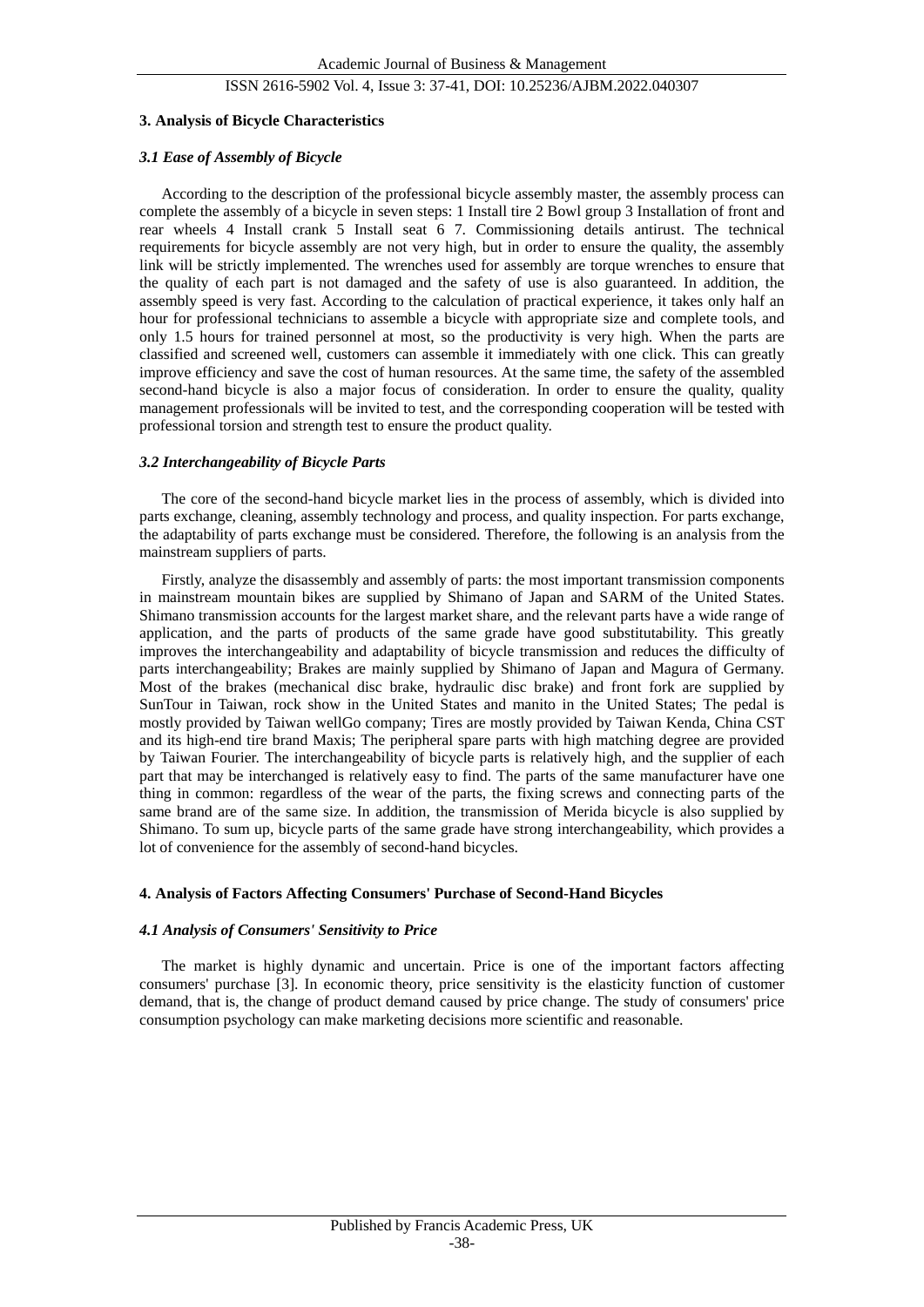## 3. Analysis of Bicycle Characteristics

### *3.1 Ease of Assembly of Bicycle*

According to the description of the professional bicycle assembly master, the assembly process can complete the assembly of a bicycle in seven steps: 1 Install tire 2 Bowl group 3 Installation of front and rear wheels 4 Install crank 5 Install seat 6 7. Commissioning details antirust. The technical requirements for bicycle assembly are not very high, but in order to ensure the quality, the assembly link will be strictly implemented. The wrenches used for assembly are torque wrenches to ensure that the quality of each part is not damaged and the safety of use is also guaranteed. In addition, the assembly speed is very fast. According to the calculation of practical experience, it takes only half an hour for professional technicians to assemble a bicycle with appropriate size and complete tools, and only 1.5 hours for trained personnel at most, so the productivity is very high. When the parts are classified and screened well, customers can assemble it immediately with one click. This can greatly improve efficiency and save the cost of human resources. At the same time, the safety of the assembled second-hand bicycle is also a major focus of consideration. In order to ensure the quality, quality management professionals will be invited to test, and the corresponding cooperation will be tested with professional torsion and strength test to ensure the product quality.

### *3.2 Interchangeability of Bicycle Parts*

The core of the second-hand bicycle market lies in the process of assembly, which is divided into parts exchange, cleaning, assembly technology and process, and quality inspection. For parts exchange, the adaptability of parts exchange must be considered. Therefore, the following is an analysis from the mainstream suppliers of parts.

Firstly, analyze the disassembly and assembly of parts: the most important transmission components in mainstream mountain bikes are supplied by Shimano of Japan and SARM of the United States. Shimano transmission accounts for the largest market share, and the relevant parts have a wide range of application, and the parts of products of the same grade have good substitutability. This greatly improves the interchangeability and adaptability of bicycle transmission and reduces the difficulty of parts interchangeability; Brakes are mainly supplied by Shimano of Japan and Magura of Germany. Most of the brakes (mechanical disc brake, hydraulic disc brake) and front fork are supplied by SunTour in Taiwan, rock show in the United States and manito in the United States; The pedal is mostly provided by Taiwan wellGo company; Tires are mostly provided by Taiwan Kenda, China CST and its high-end tire brand Maxis; The peripheral spare parts with high matching degree are provided by Taiwan Fourier. The interchangeability of bicycle parts is relatively high, and the supplier of each part that may be interchanged is relatively easy to find. The parts of the same manufacturer have one thing in common: regardless of the wear of the parts, the fixing screws and connecting parts of the same brand are of the same size. In addition, the transmission of Merida bicycle is also supplied by Shimano. To sum up, bicycle parts of the same grade have strong interchangeability, which provides a lot of convenience for the assembly of second-hand bicycles.

## 4. Analysis of Factors Affecting Consumers' Purchase of Second-Hand Bicycles

### *4.1 Analysis of Consumers' Sensitivity to Price*

The market is highly dynamic and uncertain. Price is one of the important factors affecting consumers' purchase [3]. In economic theory, price sensitivity is the elasticity function of customer demand, that is, the change of product demand caused by price change. The study of consumers' price consumption psychology can make marketing decisions more scientific and reasonable.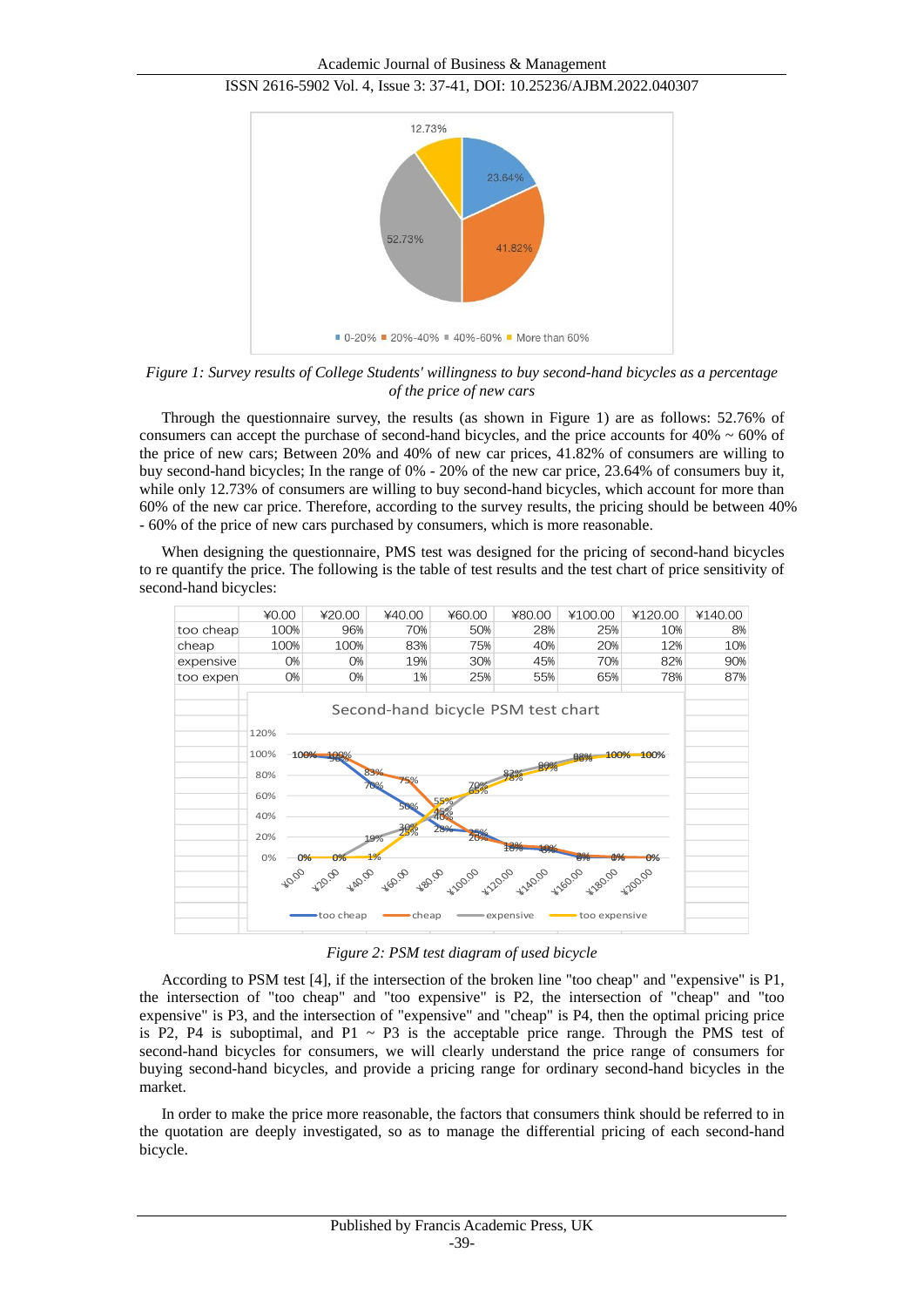*Figure 1: Survey results of College Students' willingness to buy second-hand bicycles as a percentage of the price of new cars*

Through the questionnaire survey, the results (as shown in Figure 1) are as follows: 52.76% of consumers can accept the purchase of second-hand bicycles, and the price accounts for 40% ~ 60% of the price of new cars; Between 20% and 40% of new car prices, 41.82% of consumers are willing to buy second-hand bicycles; In the range of 0% - 20% of the new car price, 23.64% of consumers buy it, while only 12.73% of consumers are willing to buy second-hand bicycles, which account for more than 60% of the new car price. Therefore, according to the survey results, the pricing should be between 40% - 60% of the price of new cars purchased by consumers, which is more reasonable.

When designing the questionnaire, PMS test was designed for the pricing of second-hand bicycles to re quantify the price. The following is the table of test results and the test chart of price sensitivity of second-hand bicycles:

| | ¥0.00 | ¥20.00 | ¥40.00 | ¥60.00 | ¥80.00 | ¥100.00 | ¥120.00 | ¥140.00 |
|---|---|---|---|---|---|---|---|---|
| too cheap | 100% | 96% | 70% | 50% | 28% | 25% | 10% | 8% |
| cheap | 100% | 100% | 83% | 75% | 40% | 20% | 12% | 10% |
| expensive | 0% | 0% | 19% | 30% | 45% | 70% | 82% | 90% |
| too expen | 0% | 0% | 1% | 25% | 55% | 65% | 78% | 87% |

*Figure 2: PSM test diagram of used bicycle*

According to PSM test [4], if the intersection of the broken line "too cheap" and "expensive" is P1, the intersection of "too cheap" and "too expensive" is P2, the intersection of "cheap" and "too expensive" is P3, and the intersection of "expensive" and "cheap" is P4, then the optimal pricing price is P2, P4 is suboptimal, and P1 ~ P3 is the acceptable price range. Through the PMS test of second-hand bicycles for consumers, we will clearly understand the price range of consumers for buying second-hand bicycles, and provide a pricing range for ordinary second-hand bicycles in the market.

In order to make the price more reasonable, the factors that consumers think should be referred to in the quotation are deeply investigated, so as to manage the differential pricing of each second-hand bicycle.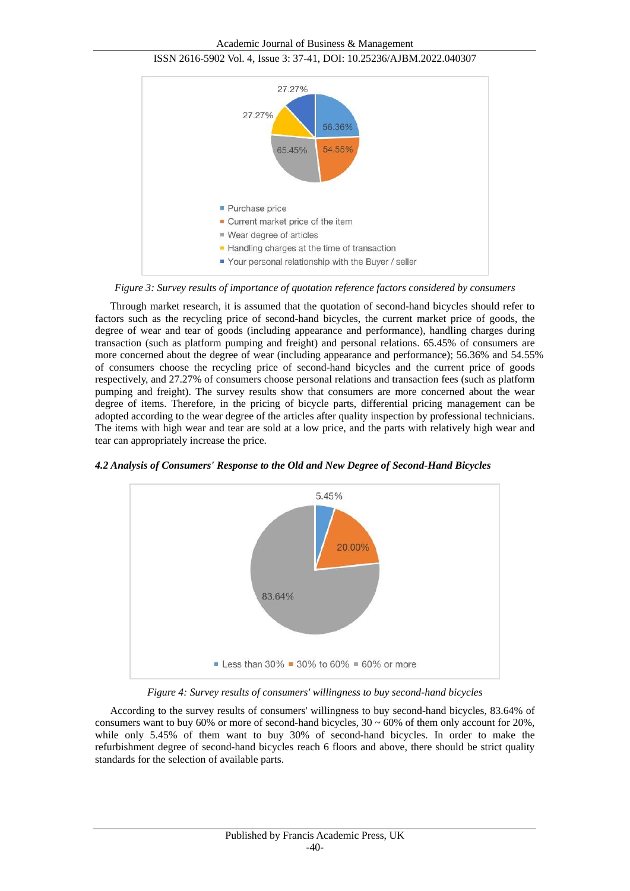Figure 3: Survey results of importance of quotation reference factors considered by consumers

Through market research, it is assumed that the quotation of second-hand bicycles should refer to factors such as the recycling price of second-hand bicycles, the current market price of goods, the degree of wear and tear of goods (including appearance and performance), handling charges during transaction (such as platform pumping and freight) and personal relations. 65.45% of consumers are more concerned about the degree of wear (including appearance and performance); 56.36% and 54.55% of consumers choose the recycling price of second-hand bicycles and the current price of goods respectively, and 27.27% of consumers choose personal relations and transaction fees (such as platform pumping and freight). The survey results show that consumers are more concerned about the wear degree of items. Therefore, in the pricing of bicycle parts, differential pricing management can be adopted according to the wear degree of the articles after quality inspection by professional technicians. The items with high wear and tear are sold at a low price, and the parts with relatively high wear and tear can appropriately increase the price.

### *4.2 Analysis of Consumers' Response to the Old and New Degree of Second-Hand Bicycles*

Figure 4: Survey results of consumers' willingness to buy second-hand bicycles

According to the survey results of consumers' willingness to buy second-hand bicycles, 83.64% of consumers want to buy 60% or more of second-hand bicycles, 30 ~ 60% of them only account for 20%, while only 5.45% of them want to buy 30% of second-hand bicycles. In order to make the refurbishment degree of second-hand bicycles reach 6 floors and above, there should be strict quality standards for the selection of available parts.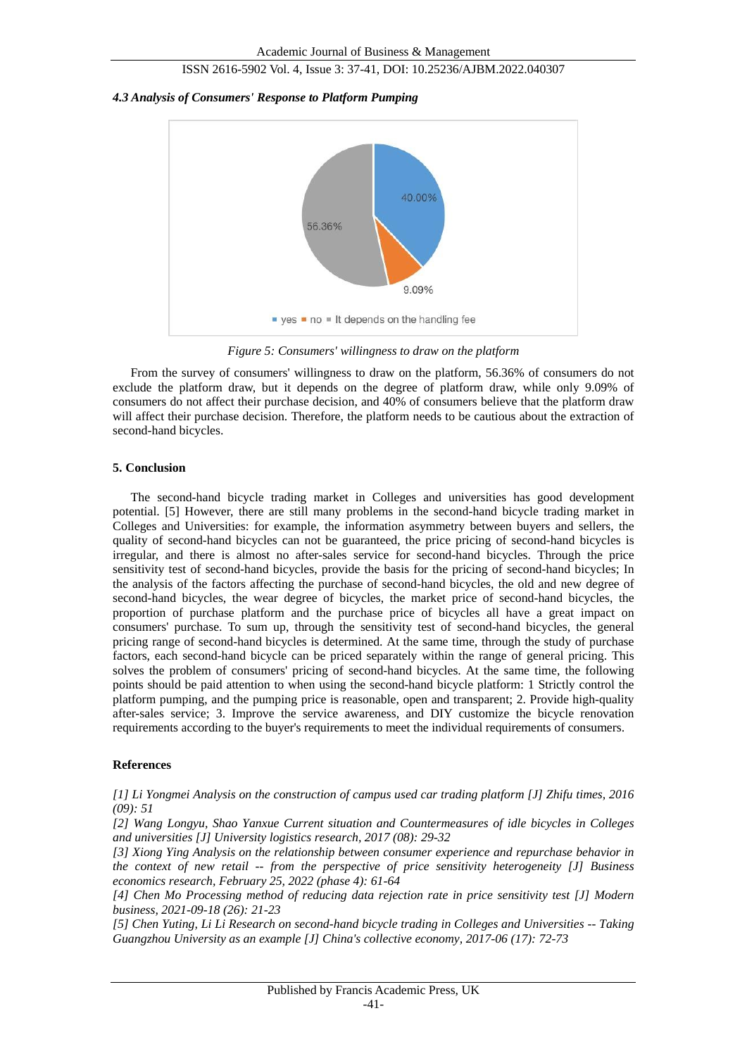### *4.3 Analysis of Consumers' Response to Platform Pumping*

40.00%

56.36%

9.09%

yes  no  It depends on the handling fee

*Figure 5: Consumers' willingness to draw on the platform*

From the survey of consumers' willingness to draw on the platform, 56.36% of consumers do not exclude the platform draw, but it depends on the degree of platform draw, while only 9.09% of consumers do not affect their purchase decision, and 40% of consumers believe that the platform draw will affect their purchase decision. Therefore, the platform needs to be cautious about the extraction of second-hand bicycles.

## 5. Conclusion

The second-hand bicycle trading market in Colleges and universities has good development potential. [5] However, there are still many problems in the second-hand bicycle trading market in Colleges and Universities: for example, the information asymmetry between buyers and sellers, the quality of second-hand bicycles can not be guaranteed, the price pricing of second-hand bicycles is irregular, and there is almost no after-sales service for second-hand bicycles. Through the price sensitivity test of second-hand bicycles, provide the basis for the pricing of second-hand bicycles; In the analysis of the factors affecting the purchase of second-hand bicycles, the old and new degree of second-hand bicycles, the wear degree of bicycles, the market price of second-hand bicycles, the proportion of purchase platform and the purchase price of bicycles all have a great impact on consumers' purchase. To sum up, through the sensitivity test of second-hand bicycles, the general pricing range of second-hand bicycles is determined. At the same time, through the study of purchase factors, each second-hand bicycle can be priced separately within the range of general pricing. This solves the problem of consumers' pricing of second-hand bicycles. At the same time, the following points should be paid attention to when using the second-hand bicycle platform: 1 Strictly control the platform pumping, and the pumping price is reasonable, open and transparent; 2. Provide high-quality after-sales service; 3. Improve the service awareness, and DIY customize the bicycle renovation requirements according to the buyer's requirements to meet the individual requirements of consumers.

## References

*[1] Li Yongmei Analysis on the construction of campus used car trading platform [J] Zhifu times, 2016 (09): 51*

*[2] Wang Longyu, Shao Yanxue Current situation and Countermeasures of idle bicycles in Colleges and universities [J] University logistics research, 2017 (08): 29-32*

*[3] Xiong Ying Analysis on the relationship between consumer experience and repurchase behavior in the context of new retail -- from the perspective of price sensitivity heterogeneity [J] Business economics research, February 25, 2022 (phase 4): 61-64*

*[4] Chen Mo Processing method of reducing data rejection rate in price sensitivity test [J] Modern business, 2021-09-18 (26): 21-23*

*[5] Chen Yuting, Li Li Research on second-hand bicycle trading in Colleges and Universities -- Taking Guangzhou University as an example [J] China's collective economy, 2017-06 (17): 72-73*